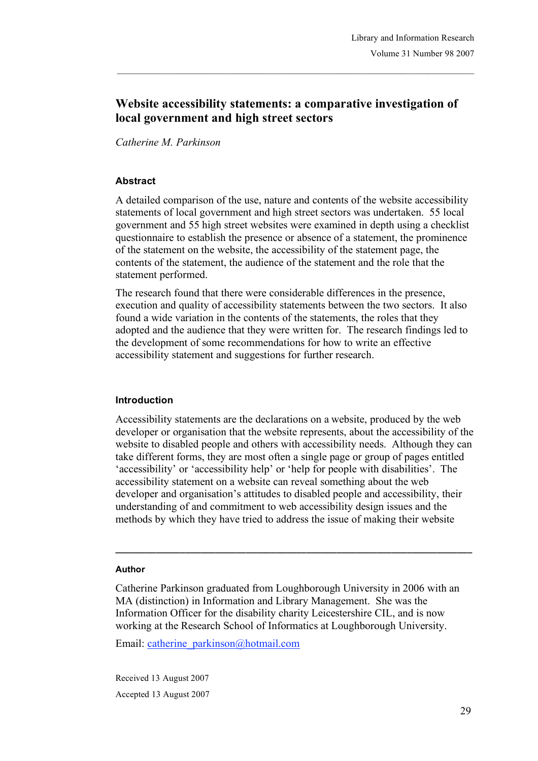# Website accessibility statements: a comparative investigation of local government and high street sectors

*Catherine M. Parkinson*

### Abstract

A detailed comparison of the use, nature and contents of the website accessibility statements of local government and high street sectors was undertaken. 55 local government and 55 high street websites were examined in depth using a checklist questionnaire to establish the presence or absence of a statement, the prominence of the statement on the website, the accessibility of the statement page, the contents of the statement, the audience of the statement and the role that the statement performed.

The research found that there were considerable differences in the presence, execution and quality of accessibility statements between the two sectors. It also found a wide variation in the contents of the statements, the roles that they adopted and the audience that they were written for. The research findings led to the development of some recommendations for how to write an effective accessibility statement and suggestions for further research.

### Introduction

Accessibility statements are the declarations on a website, produced by the web developer or organisation that the website represents, about the accessibility of the website to disabled people and others with accessibility needs. Although they can take different forms, they are most often a single page or group of pages entitled 'accessibility' or 'accessibility help' or 'help for people with disabilities'. The accessibility statement on a website can reveal something about the web developer and organisation's attitudes to disabled people and accessibility, their understanding of and commitment to web accessibility design issues and the methods by which they have tried to address the issue of making their website

---

### Author

Catherine Parkinson graduated from Loughborough University in 2006 with an MA (distinction) in Information and Library Management. She was the Information Officer for the disability charity Leicestershire CIL, and is now working at the Research School of Informatics at Loughborough University.

Email: catherine_parkinson@hotmail.com

Received 13 August 2007

Accepted 13 August 2007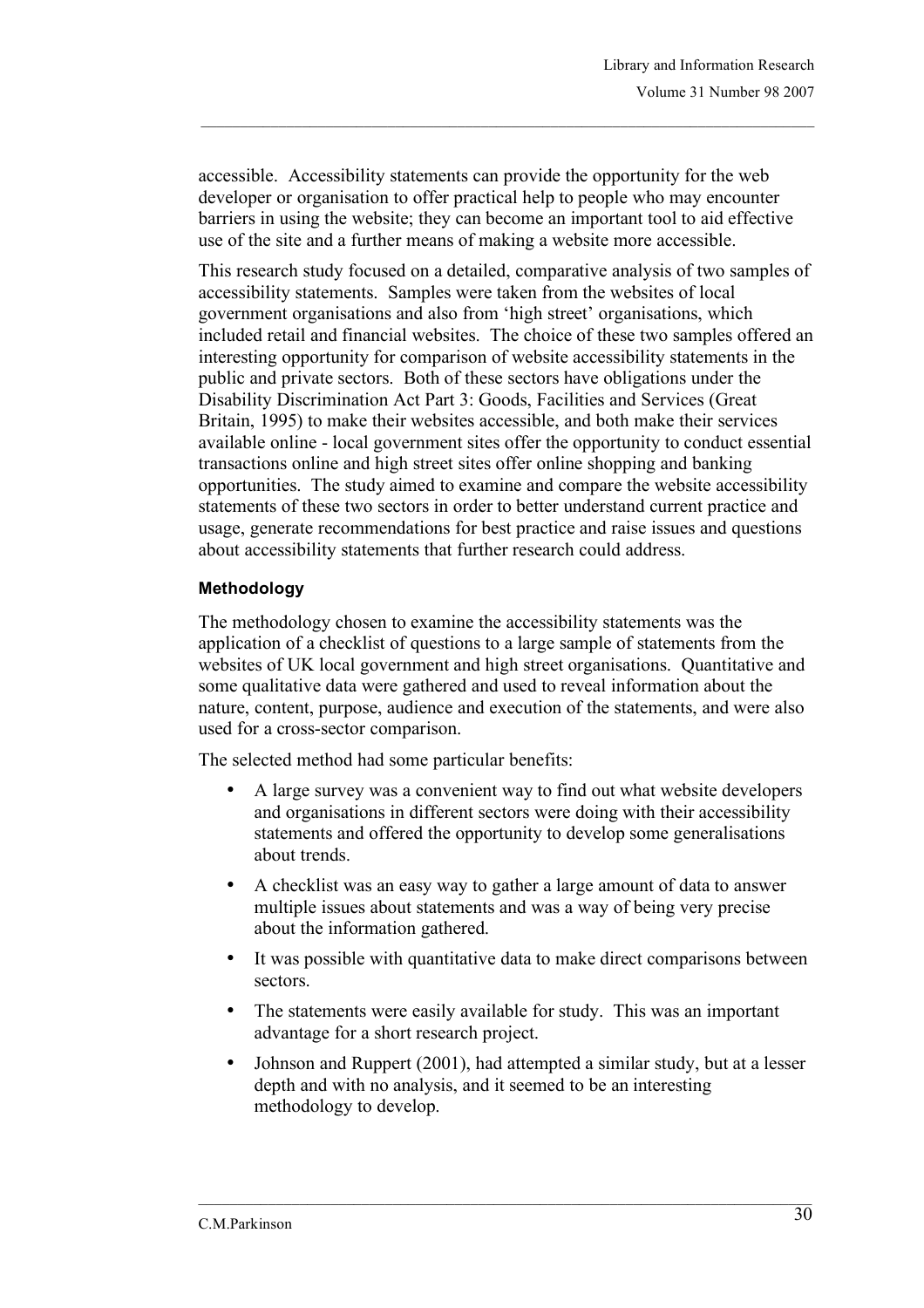accessible. Accessibility statements can provide the opportunity for the web developer or organisation to offer practical help to people who may encounter barriers in using the website; they can become an important tool to aid effective use of the site and a further means of making a website more accessible.

This research study focused on a detailed, comparative analysis of two samples of accessibility statements. Samples were taken from the websites of local government organisations and also from 'high street' organisations, which included retail and financial websites. The choice of these two samples offered an interesting opportunity for comparison of website accessibility statements in the public and private sectors. Both of these sectors have obligations under the Disability Discrimination Act Part 3: Goods, Facilities and Services (Great Britain, 1995) to make their websites accessible, and both make their services available online - local government sites offer the opportunity to conduct essential transactions online and high street sites offer online shopping and banking opportunities. The study aimed to examine and compare the website accessibility statements of these two sectors in order to better understand current practice and usage, generate recommendations for best practice and raise issues and questions about accessibility statements that further research could address.

### Methodology

The methodology chosen to examine the accessibility statements was the application of a checklist of questions to a large sample of statements from the websites of UK local government and high street organisations. Quantitative and some qualitative data were gathered and used to reveal information about the nature, content, purpose, audience and execution of the statements, and were also used for a cross-sector comparison.

The selected method had some particular benefits:

- A large survey was a convenient way to find out what website developers and organisations in different sectors were doing with their accessibility statements and offered the opportunity to develop some generalisations about trends.
- A checklist was an easy way to gather a large amount of data to answer multiple issues about statements and was a way of being very precise about the information gathered.
- It was possible with quantitative data to make direct comparisons between sectors.
- The statements were easily available for study. This was an important advantage for a short research project.
- Johnson and Ruppert (2001), had attempted a similar study, but at a lesser depth and with no analysis, and it seemed to be an interesting methodology to develop.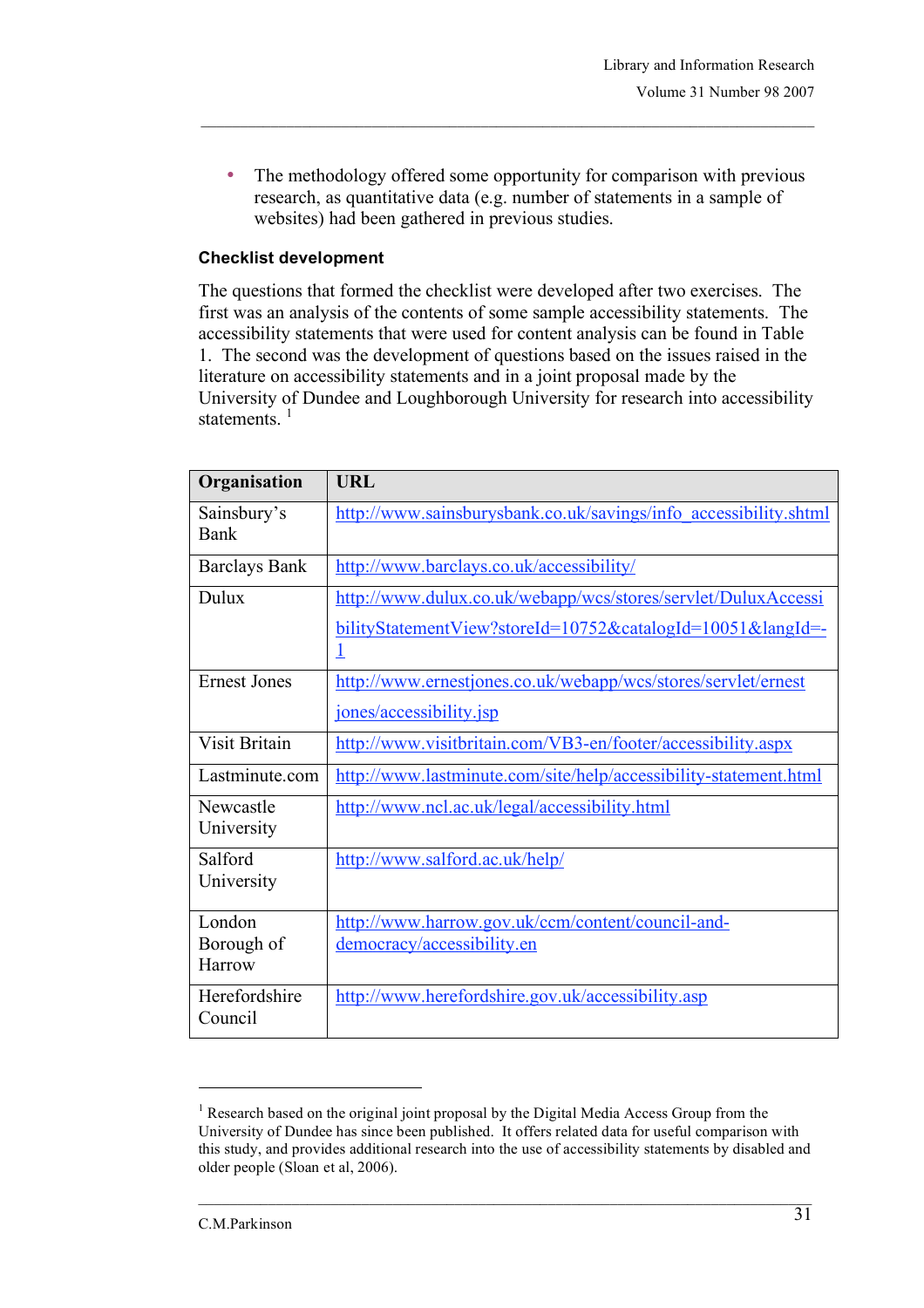- The methodology offered some opportunity for comparison with previous research, as quantitative data (e.g. number of statements in a sample of websites) had been gathered in previous studies.

### Checklist development

The questions that formed the checklist were developed after two exercises. The first was an analysis of the contents of some sample accessibility statements. The accessibility statements that were used for content analysis can be found in Table 1. The second was the development of questions based on the issues raised in the literature on accessibility statements and in a joint proposal made by the University of Dundee and Loughborough University for research into accessibility statements. [1]

| Organisation | URL |
|---|---|
| Sainsbury's Bank | http://www.sainsburysbank.co.uk/savings/info_accessibility.shtml |
| Barclays Bank | http://www.barclays.co.uk/accessibility/ |
| Dulux | http://www.dulux.co.uk/webapp/wcs/stores/servlet/DuluxAccessibilityStatementView?storeId=10752&catalogId=10051&langId=-1 |
| Ernest Jones | http://www.ernestjones.co.uk/webapp/wcs/stores/servlet/ernestjones/accessibility.jsp |
| Visit Britain | http://www.visitbritain.com/VB3-en/footer/accessibility.aspx |
| Lastminute.com | http://www.lastminute.com/site/help/accessibility-statement.html |
| Newcastle University | http://www.ncl.ac.uk/legal/accessibility.html |
| Salford University | http://www.salford.ac.uk/help/ |
| London Borough of Harrow | http://www.harrow.gov.uk/ccm/content/council-and-democracy/accessibility.en |
| Herefordshire Council | http://www.herefordshire.gov.uk/accessibility.asp |

[1] Research based on the original joint proposal by the Digital Media Access Group from the University of Dundee has since been published. It offers related data for useful comparison with this study, and provides additional research into the use of accessibility statements by disabled and older people (Sloan et al, 2006).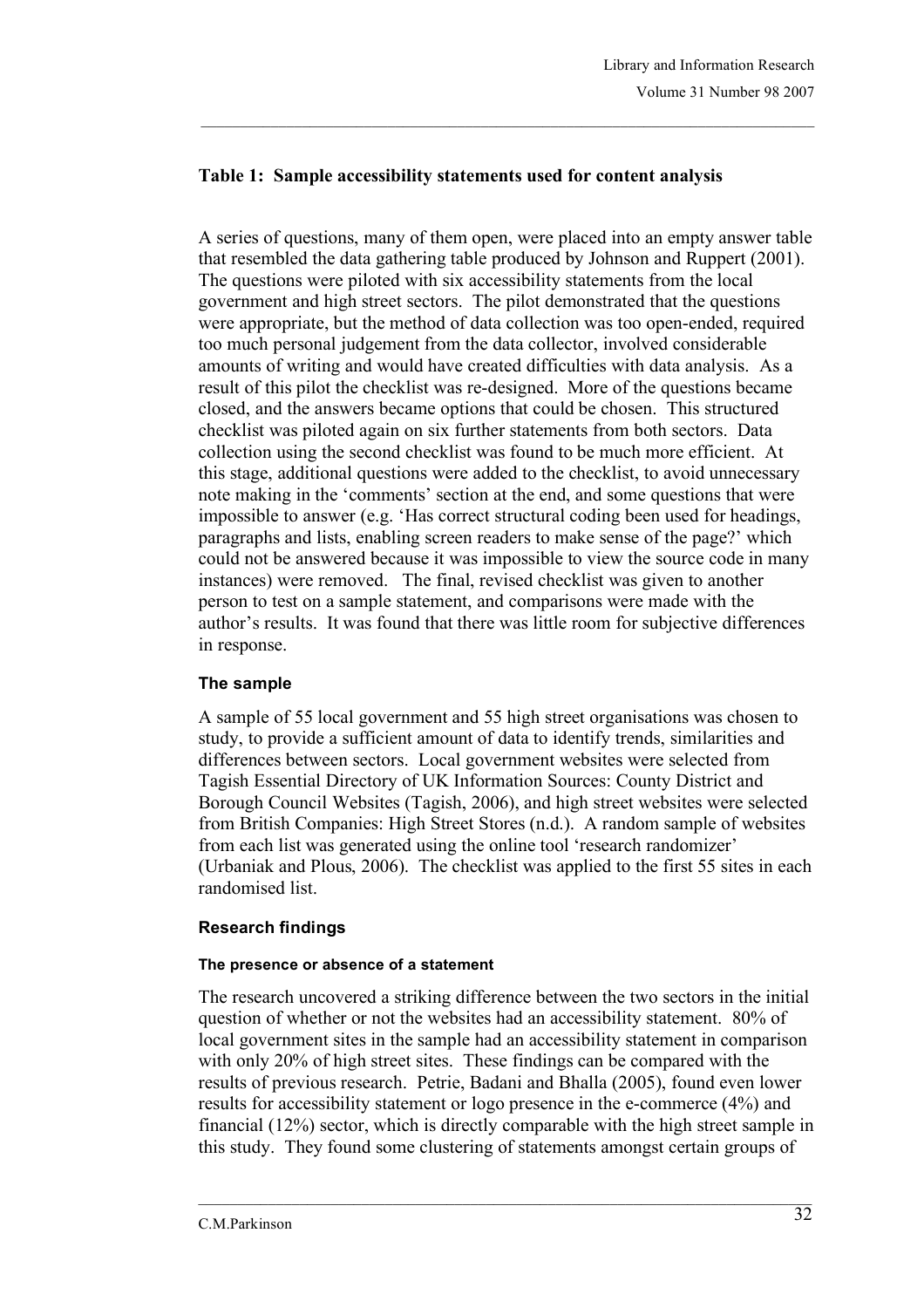**Table 1: Sample accessibility statements used for content analysis**

A series of questions, many of them open, were placed into an empty answer table that resembled the data gathering table produced by Johnson and Ruppert (2001). The questions were piloted with six accessibility statements from the local government and high street sectors. The pilot demonstrated that the questions were appropriate, but the method of data collection was too open-ended, required too much personal judgement from the data collector, involved considerable amounts of writing and would have created difficulties with data analysis. As a result of this pilot the checklist was re-designed. More of the questions became closed, and the answers became options that could be chosen. This structured checklist was piloted again on six further statements from both sectors. Data collection using the second checklist was found to be much more efficient. At this stage, additional questions were added to the checklist, to avoid unnecessary note making in the 'comments' section at the end, and some questions that were impossible to answer (e.g. 'Has correct structural coding been used for headings, paragraphs and lists, enabling screen readers to make sense of the page?' which could not be answered because it was impossible to view the source code in many instances) were removed. The final, revised checklist was given to another person to test on a sample statement, and comparisons were made with the author's results. It was found that there was little room for subjective differences in response.

### The sample

A sample of 55 local government and 55 high street organisations was chosen to study, to provide a sufficient amount of data to identify trends, similarities and differences between sectors. Local government websites were selected from Tagish Essential Directory of UK Information Sources: County District and Borough Council Websites (Tagish, 2006), and high street websites were selected from British Companies: High Street Stores (n.d.). A random sample of websites from each list was generated using the online tool 'research randomizer' (Urbaniak and Plous, 2006). The checklist was applied to the first 55 sites in each randomised list.

### Research findings

#### The presence or absence of a statement

The research uncovered a striking difference between the two sectors in the initial question of whether or not the websites had an accessibility statement. 80% of local government sites in the sample had an accessibility statement in comparison with only 20% of high street sites. These findings can be compared with the results of previous research. Petrie, Badani and Bhalla (2005), found even lower results for accessibility statement or logo presence in the e-commerce (4%) and financial (12%) sector, which is directly comparable with the high street sample in this study. They found some clustering of statements amongst certain groups of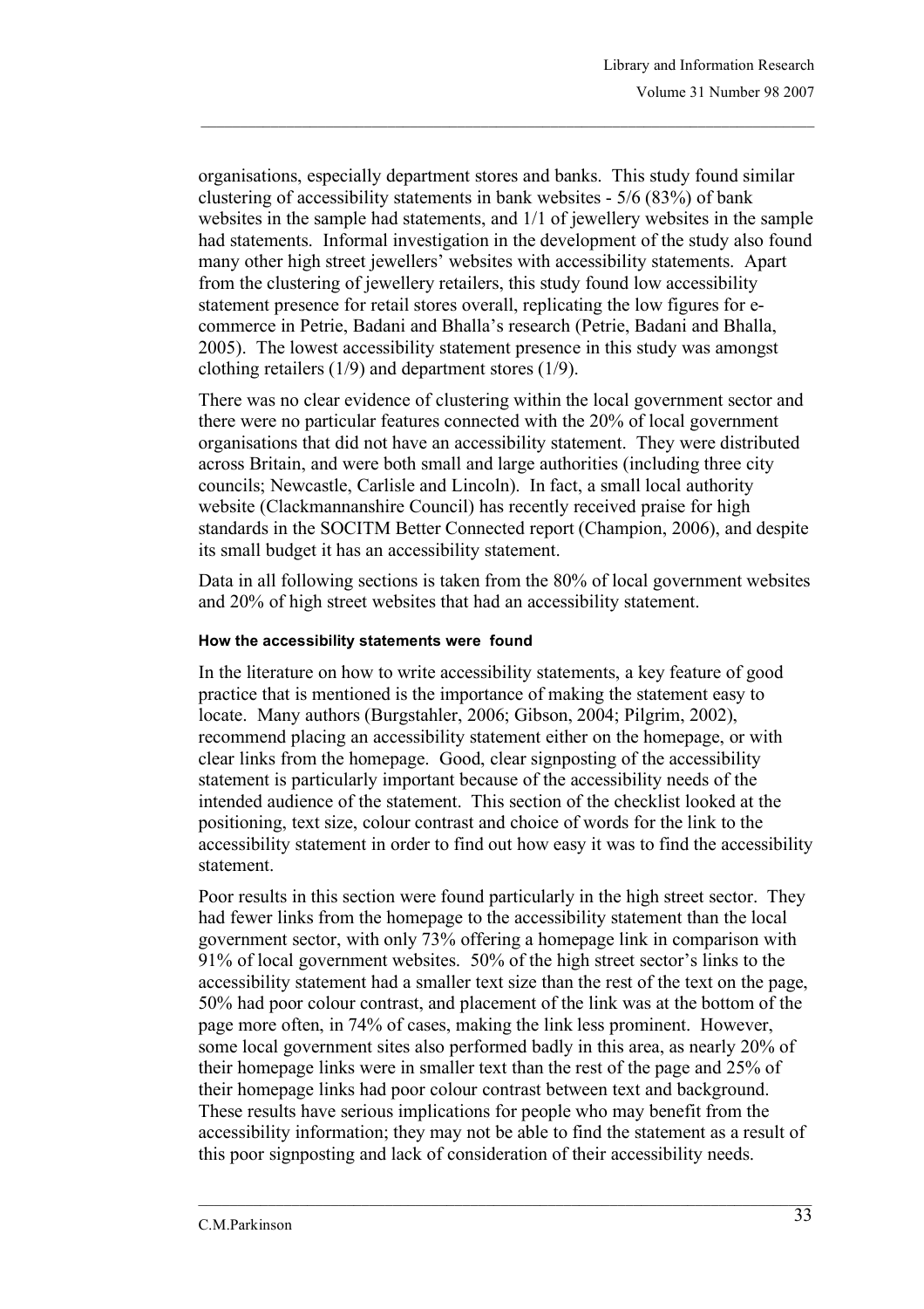organisations, especially department stores and banks. This study found similar clustering of accessibility statements in bank websites - 5/6 (83%) of bank websites in the sample had statements, and 1/1 of jewellery websites in the sample had statements. Informal investigation in the development of the study also found many other high street jewellers' websites with accessibility statements. Apart from the clustering of jewellery retailers, this study found low accessibility statement presence for retail stores overall, replicating the low figures for e-commerce in Petrie, Badani and Bhalla's research (Petrie, Badani and Bhalla, 2005). The lowest accessibility statement presence in this study was amongst clothing retailers (1/9) and department stores (1/9).

There was no clear evidence of clustering within the local government sector and there were no particular features connected with the 20% of local government organisations that did not have an accessibility statement. They were distributed across Britain, and were both small and large authorities (including three city councils; Newcastle, Carlisle and Lincoln). In fact, a small local authority website (Clackmannanshire Council) has recently received praise for high standards in the SOCITM Better Connected report (Champion, 2006), and despite its small budget it has an accessibility statement.

Data in all following sections is taken from the 80% of local government websites and 20% of high street websites that had an accessibility statement.

#### How the accessibility statements were found

In the literature on how to write accessibility statements, a key feature of good practice that is mentioned is the importance of making the statement easy to locate. Many authors (Burgstahler, 2006; Gibson, 2004; Pilgrim, 2002), recommend placing an accessibility statement either on the homepage, or with clear links from the homepage. Good, clear signposting of the accessibility statement is particularly important because of the accessibility needs of the intended audience of the statement. This section of the checklist looked at the positioning, text size, colour contrast and choice of words for the link to the accessibility statement in order to find out how easy it was to find the accessibility statement.

Poor results in this section were found particularly in the high street sector. They had fewer links from the homepage to the accessibility statement than the local government sector, with only 73% offering a homepage link in comparison with 91% of local government websites. 50% of the high street sector's links to the accessibility statement had a smaller text size than the rest of the text on the page, 50% had poor colour contrast, and placement of the link was at the bottom of the page more often, in 74% of cases, making the link less prominent. However, some local government sites also performed badly in this area, as nearly 20% of their homepage links were in smaller text than the rest of the page and 25% of their homepage links had poor colour contrast between text and background. These results have serious implications for people who may benefit from the accessibility information; they may not be able to find the statement as a result of this poor signposting and lack of consideration of their accessibility needs.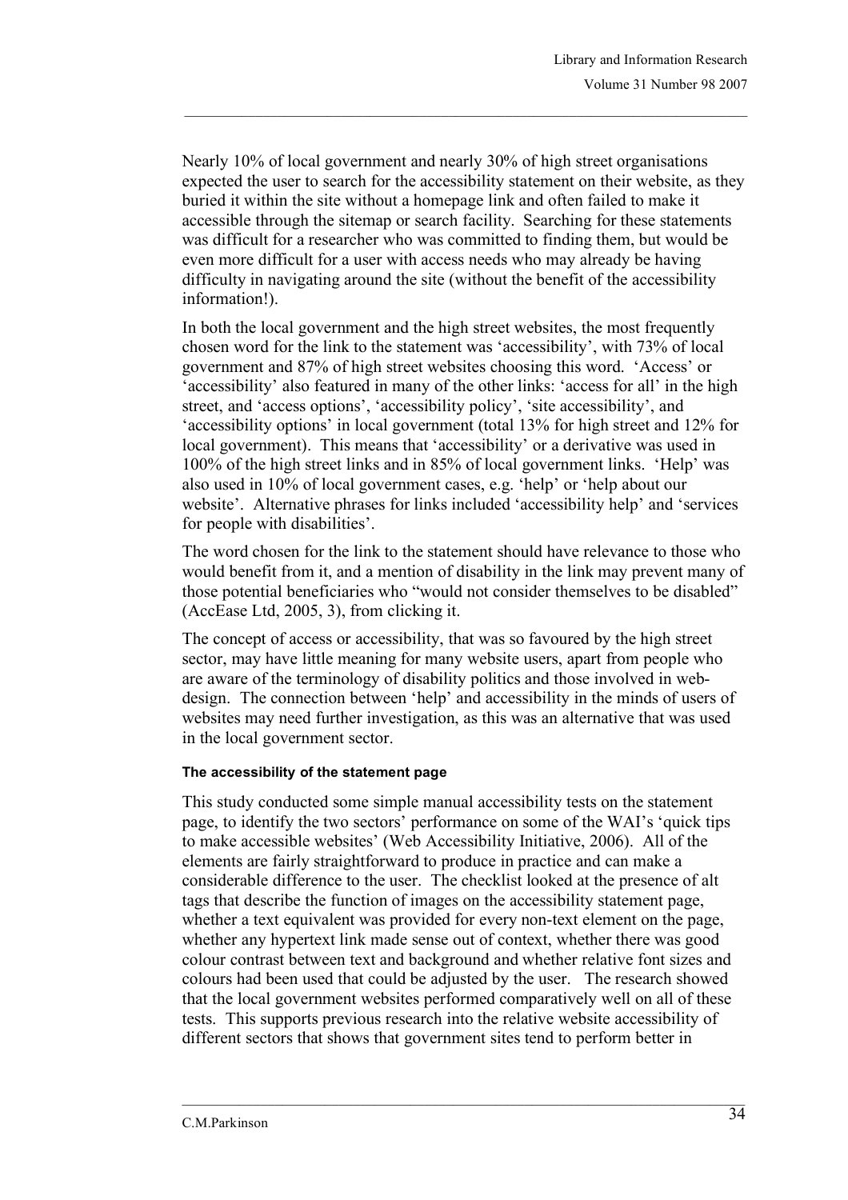Nearly 10% of local government and nearly 30% of high street organisations expected the user to search for the accessibility statement on their website, as they buried it within the site without a homepage link and often failed to make it accessible through the sitemap or search facility. Searching for these statements was difficult for a researcher who was committed to finding them, but would be even more difficult for a user with access needs who may already be having difficulty in navigating around the site (without the benefit of the accessibility information!).

In both the local government and the high street websites, the most frequently chosen word for the link to the statement was 'accessibility', with 73% of local government and 87% of high street websites choosing this word. 'Access' or 'accessibility' also featured in many of the other links: 'access for all' in the high street, and 'access options', 'accessibility policy', 'site accessibility', and 'accessibility options' in local government (total 13% for high street and 12% for local government). This means that 'accessibility' or a derivative was used in 100% of the high street links and in 85% of local government links. 'Help' was also used in 10% of local government cases, e.g. 'help' or 'help about our website'. Alternative phrases for links included 'accessibility help' and 'services for people with disabilities'.

The word chosen for the link to the statement should have relevance to those who would benefit from it, and a mention of disability in the link may prevent many of those potential beneficiaries who "would not consider themselves to be disabled" (AccEase Ltd, 2005, 3), from clicking it.

The concept of access or accessibility, that was so favoured by the high street sector, may have little meaning for many website users, apart from people who are aware of the terminology of disability politics and those involved in web-design. The connection between 'help' and accessibility in the minds of users of websites may need further investigation, as this was an alternative that was used in the local government sector.

#### The accessibility of the statement page

This study conducted some simple manual accessibility tests on the statement page, to identify the two sectors' performance on some of the WAI's 'quick tips to make accessible websites' (Web Accessibility Initiative, 2006). All of the elements are fairly straightforward to produce in practice and can make a considerable difference to the user. The checklist looked at the presence of alt tags that describe the function of images on the accessibility statement page, whether a text equivalent was provided for every non-text element on the page, whether any hypertext link made sense out of context, whether there was good colour contrast between text and background and whether relative font sizes and colours had been used that could be adjusted by the user. The research showed that the local government websites performed comparatively well on all of these tests. This supports previous research into the relative website accessibility of different sectors that shows that government sites tend to perform better in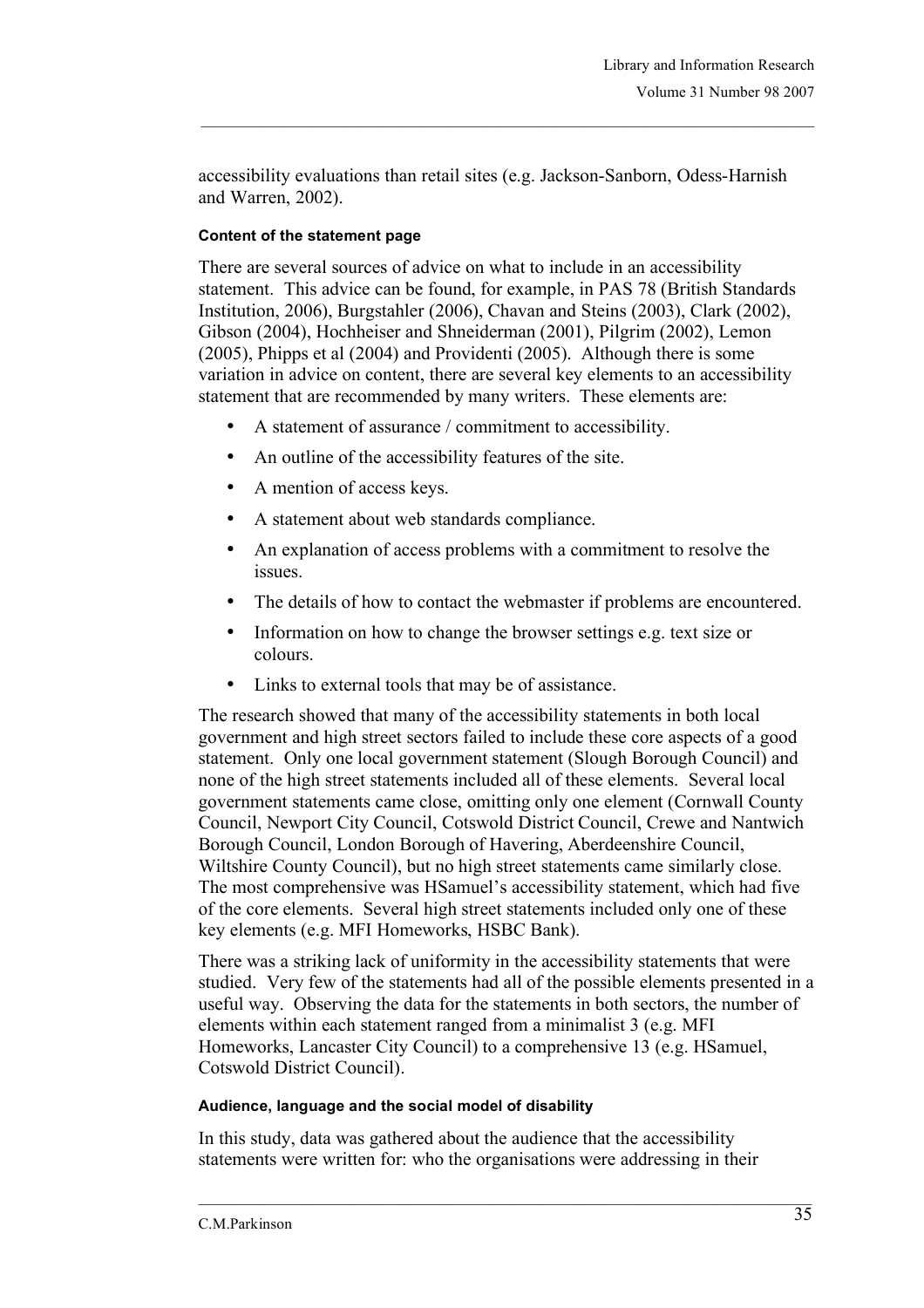accessibility evaluations than retail sites (e.g. Jackson-Sanborn, Odess-Harnish and Warren, 2002).

#### Content of the statement page

There are several sources of advice on what to include in an accessibility statement. This advice can be found, for example, in PAS 78 (British Standards Institution, 2006), Burgstahler (2006), Chavan and Steins (2003), Clark (2002), Gibson (2004), Hochheiser and Shneiderman (2001), Pilgrim (2002), Lemon (2005), Phipps et al (2004) and Providenti (2005). Although there is some variation in advice on content, there are several key elements to an accessibility statement that are recommended by many writers. These elements are:

- A statement of assurance / commitment to accessibility.
- An outline of the accessibility features of the site.
- A mention of access keys.
- A statement about web standards compliance.
- An explanation of access problems with a commitment to resolve the issues.
- The details of how to contact the webmaster if problems are encountered.
- Information on how to change the browser settings e.g. text size or colours.
- Links to external tools that may be of assistance.

The research showed that many of the accessibility statements in both local government and high street sectors failed to include these core aspects of a good statement. Only one local government statement (Slough Borough Council) and none of the high street statements included all of these elements. Several local government statements came close, omitting only one element (Cornwall County Council, Newport City Council, Cotswold District Council, Crewe and Nantwich Borough Council, London Borough of Havering, Aberdeenshire Council, Wiltshire County Council), but no high street statements came similarly close. The most comprehensive was HSamuel's accessibility statement, which had five of the core elements. Several high street statements included only one of these key elements (e.g. MFI Homeworks, HSBC Bank).

There was a striking lack of uniformity in the accessibility statements that were studied. Very few of the statements had all of the possible elements presented in a useful way. Observing the data for the statements in both sectors, the number of elements within each statement ranged from a minimalist 3 (e.g. MFI Homeworks, Lancaster City Council) to a comprehensive 13 (e.g. HSamuel, Cotswold District Council).

#### Audience, language and the social model of disability

In this study, data was gathered about the audience that the accessibility statements were written for: who the organisations were addressing in their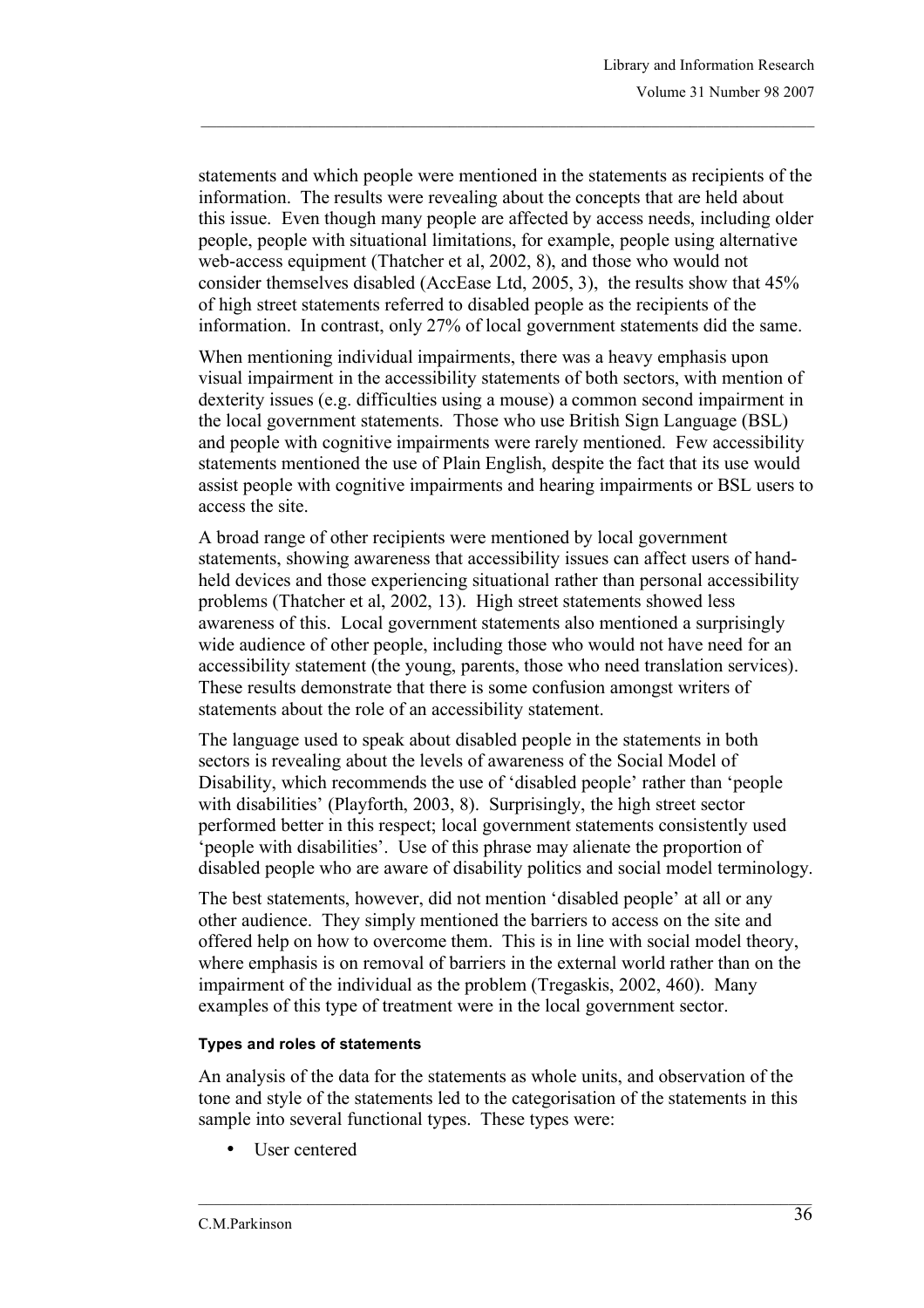statements and which people were mentioned in the statements as recipients of the information. The results were revealing about the concepts that are held about this issue. Even though many people are affected by access needs, including older people, people with situational limitations, for example, people using alternative web-access equipment (Thatcher et al, 2002, 8), and those who would not consider themselves disabled (AccEase Ltd, 2005, 3), the results show that 45% of high street statements referred to disabled people as the recipients of the information. In contrast, only 27% of local government statements did the same.

When mentioning individual impairments, there was a heavy emphasis upon visual impairment in the accessibility statements of both sectors, with mention of dexterity issues (e.g. difficulties using a mouse) a common second impairment in the local government statements. Those who use British Sign Language (BSL) and people with cognitive impairments were rarely mentioned. Few accessibility statements mentioned the use of Plain English, despite the fact that its use would assist people with cognitive impairments and hearing impairments or BSL users to access the site.

A broad range of other recipients were mentioned by local government statements, showing awareness that accessibility issues can affect users of hand-held devices and those experiencing situational rather than personal accessibility problems (Thatcher et al, 2002, 13). High street statements showed less awareness of this. Local government statements also mentioned a surprisingly wide audience of other people, including those who would not have need for an accessibility statement (the young, parents, those who need translation services). These results demonstrate that there is some confusion amongst writers of statements about the role of an accessibility statement.

The language used to speak about disabled people in the statements in both sectors is revealing about the levels of awareness of the Social Model of Disability, which recommends the use of 'disabled people' rather than 'people with disabilities' (Playforth, 2003, 8). Surprisingly, the high street sector performed better in this respect; local government statements consistently used 'people with disabilities'. Use of this phrase may alienate the proportion of disabled people who are aware of disability politics and social model terminology.

The best statements, however, did not mention 'disabled people' at all or any other audience. They simply mentioned the barriers to access on the site and offered help on how to overcome them. This is in line with social model theory, where emphasis is on removal of barriers in the external world rather than on the impairment of the individual as the problem (Tregaskis, 2002, 460). Many examples of this type of treatment were in the local government sector.

#### Types and roles of statements

An analysis of the data for the statements as whole units, and observation of the tone and style of the statements led to the categorisation of the statements in this sample into several functional types. These types were:

- User centered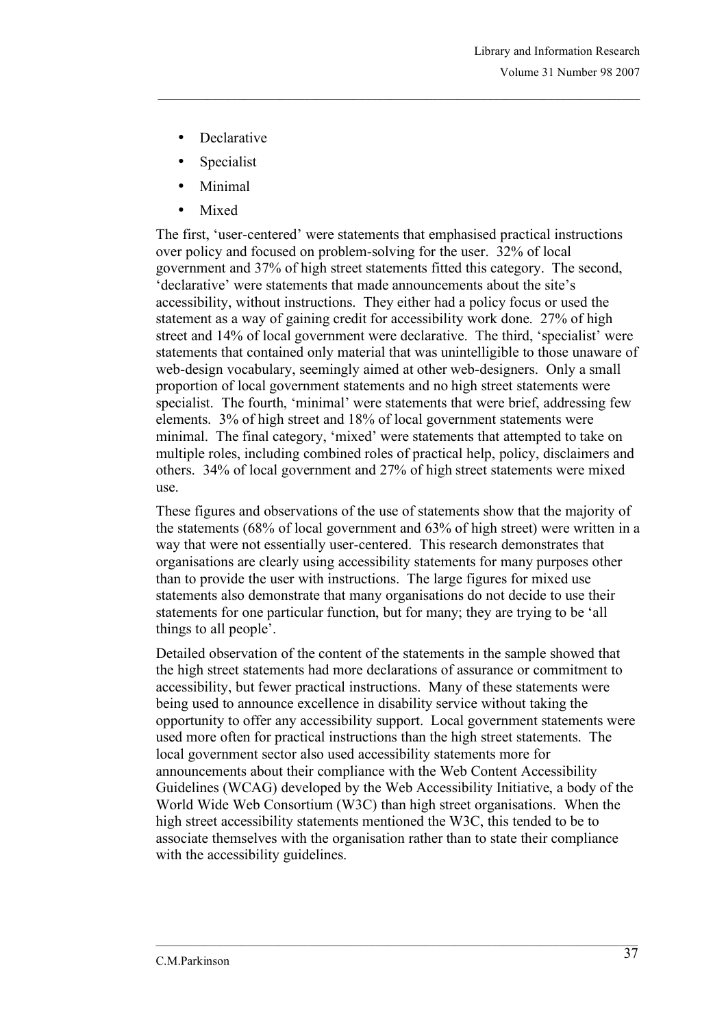- Declarative
- Specialist
- Minimal
- Mixed

The first, 'user-centered' were statements that emphasised practical instructions over policy and focused on problem-solving for the user. 32% of local government and 37% of high street statements fitted this category. The second, 'declarative' were statements that made announcements about the site's accessibility, without instructions. They either had a policy focus or used the statement as a way of gaining credit for accessibility work done. 27% of high street and 14% of local government were declarative. The third, 'specialist' were statements that contained only material that was unintelligible to those unaware of web-design vocabulary, seemingly aimed at other web-designers. Only a small proportion of local government statements and no high street statements were specialist. The fourth, 'minimal' were statements that were brief, addressing few elements. 3% of high street and 18% of local government statements were minimal. The final category, 'mixed' were statements that attempted to take on multiple roles, including combined roles of practical help, policy, disclaimers and others. 34% of local government and 27% of high street statements were mixed use.

These figures and observations of the use of statements show that the majority of the statements (68% of local government and 63% of high street) were written in a way that were not essentially user-centered. This research demonstrates that organisations are clearly using accessibility statements for many purposes other than to provide the user with instructions. The large figures for mixed use statements also demonstrate that many organisations do not decide to use their statements for one particular function, but for many; they are trying to be 'all things to all people'.

Detailed observation of the content of the statements in the sample showed that the high street statements had more declarations of assurance or commitment to accessibility, but fewer practical instructions. Many of these statements were being used to announce excellence in disability service without taking the opportunity to offer any accessibility support. Local government statements were used more often for practical instructions than the high street statements. The local government sector also used accessibility statements more for announcements about their compliance with the Web Content Accessibility Guidelines (WCAG) developed by the Web Accessibility Initiative, a body of the World Wide Web Consortium (W3C) than high street organisations. When the high street accessibility statements mentioned the W3C, this tended to be to associate themselves with the organisation rather than to state their compliance with the accessibility guidelines.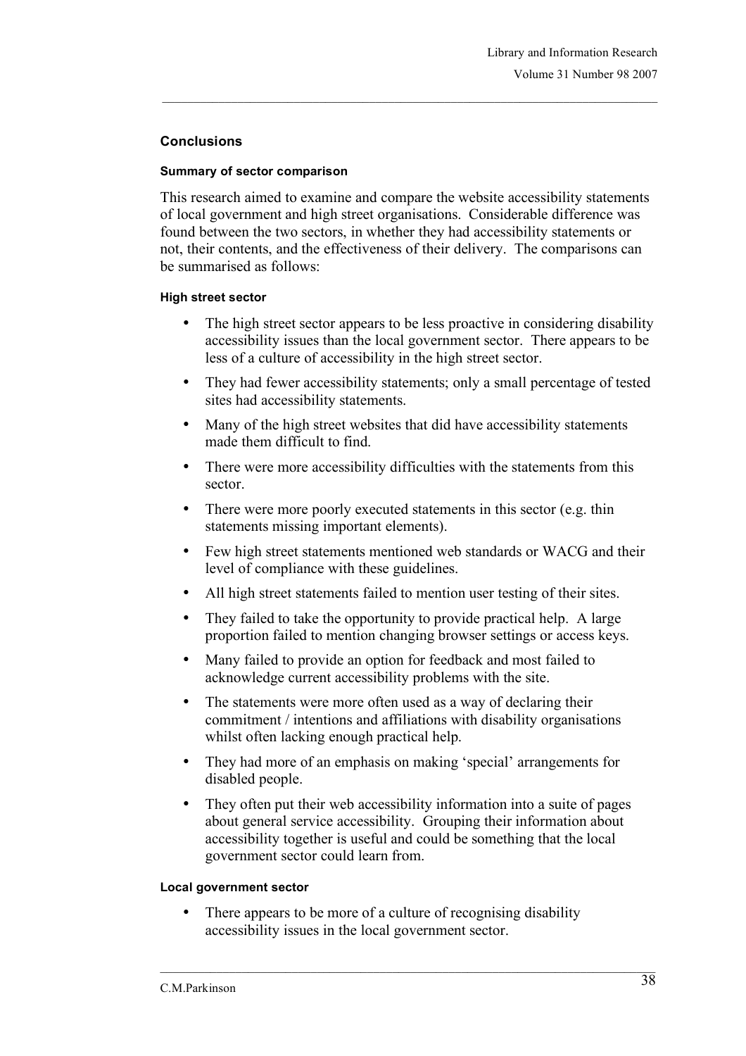## Conclusions

### Summary of sector comparison

This research aimed to examine and compare the website accessibility statements of local government and high street organisations. Considerable difference was found between the two sectors, in whether they had accessibility statements or not, their contents, and the effectiveness of their delivery. The comparisons can be summarised as follows:

#### High street sector

- The high street sector appears to be less proactive in considering disability accessibility issues than the local government sector. There appears to be less of a culture of accessibility in the high street sector.
- They had fewer accessibility statements; only a small percentage of tested sites had accessibility statements.
- Many of the high street websites that did have accessibility statements made them difficult to find.
- There were more accessibility difficulties with the statements from this sector.
- There were more poorly executed statements in this sector (e.g. thin statements missing important elements).
- Few high street statements mentioned web standards or WACG and their level of compliance with these guidelines.
- All high street statements failed to mention user testing of their sites.
- They failed to take the opportunity to provide practical help. A large proportion failed to mention changing browser settings or access keys.
- Many failed to provide an option for feedback and most failed to acknowledge current accessibility problems with the site.
- The statements were more often used as a way of declaring their commitment / intentions and affiliations with disability organisations whilst often lacking enough practical help.
- They had more of an emphasis on making 'special' arrangements for disabled people.
- They often put their web accessibility information into a suite of pages about general service accessibility. Grouping their information about accessibility together is useful and could be something that the local government sector could learn from.

#### Local government sector

- There appears to be more of a culture of recognising disability accessibility issues in the local government sector.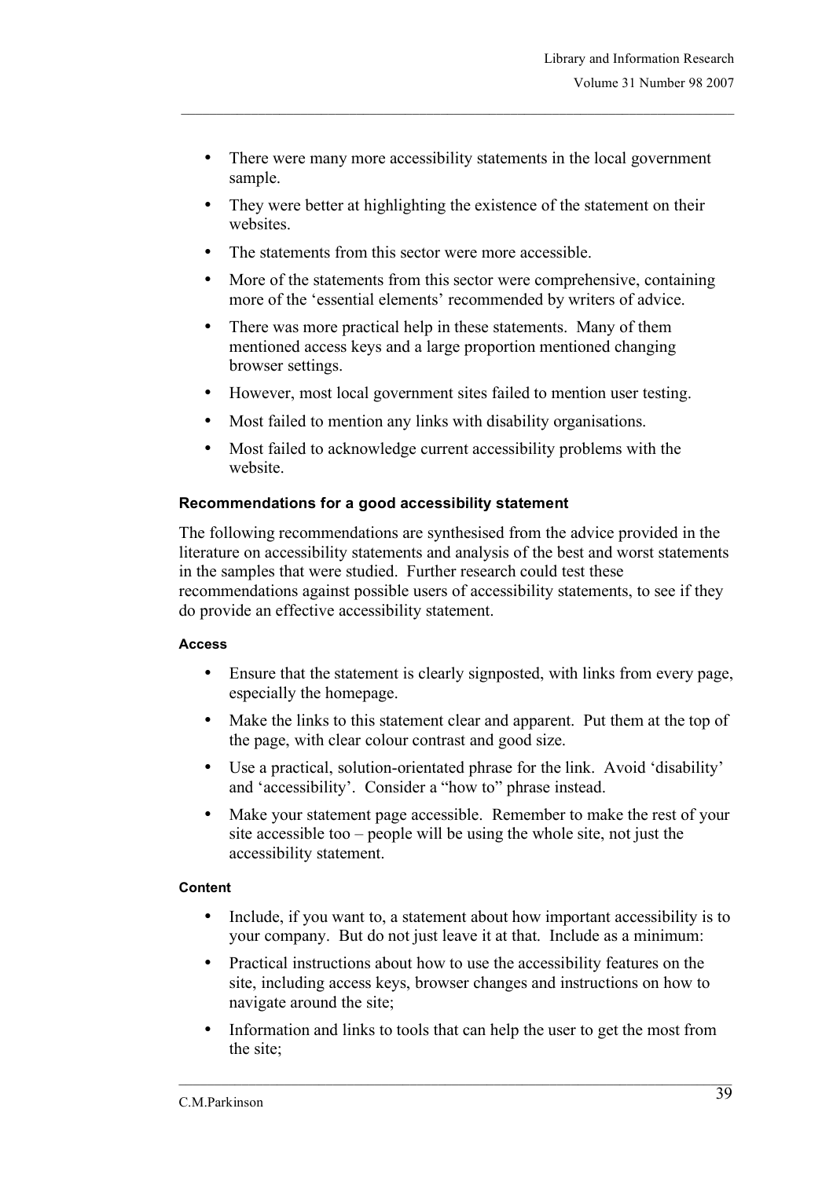- There were many more accessibility statements in the local government sample.
- They were better at highlighting the existence of the statement on their websites.
- The statements from this sector were more accessible.
- More of the statements from this sector were comprehensive, containing more of the 'essential elements' recommended by writers of advice.
- There was more practical help in these statements. Many of them mentioned access keys and a large proportion mentioned changing browser settings.
- However, most local government sites failed to mention user testing.
- Most failed to mention any links with disability organisations.
- Most failed to acknowledge current accessibility problems with the website.

### Recommendations for a good accessibility statement

The following recommendations are synthesised from the advice provided in the literature on accessibility statements and analysis of the best and worst statements in the samples that were studied. Further research could test these recommendations against possible users of accessibility statements, to see if they do provide an effective accessibility statement.

#### Access

- Ensure that the statement is clearly signposted, with links from every page, especially the homepage.
- Make the links to this statement clear and apparent. Put them at the top of the page, with clear colour contrast and good size.
- Use a practical, solution-orientated phrase for the link. Avoid 'disability' and 'accessibility'. Consider a "how to" phrase instead.
- Make your statement page accessible. Remember to make the rest of your site accessible too – people will be using the whole site, not just the accessibility statement.

#### Content

- Include, if you want to, a statement about how important accessibility is to your company. But do not just leave it at that. Include as a minimum:
- Practical instructions about how to use the accessibility features on the site, including access keys, browser changes and instructions on how to navigate around the site;
- Information and links to tools that can help the user to get the most from the site;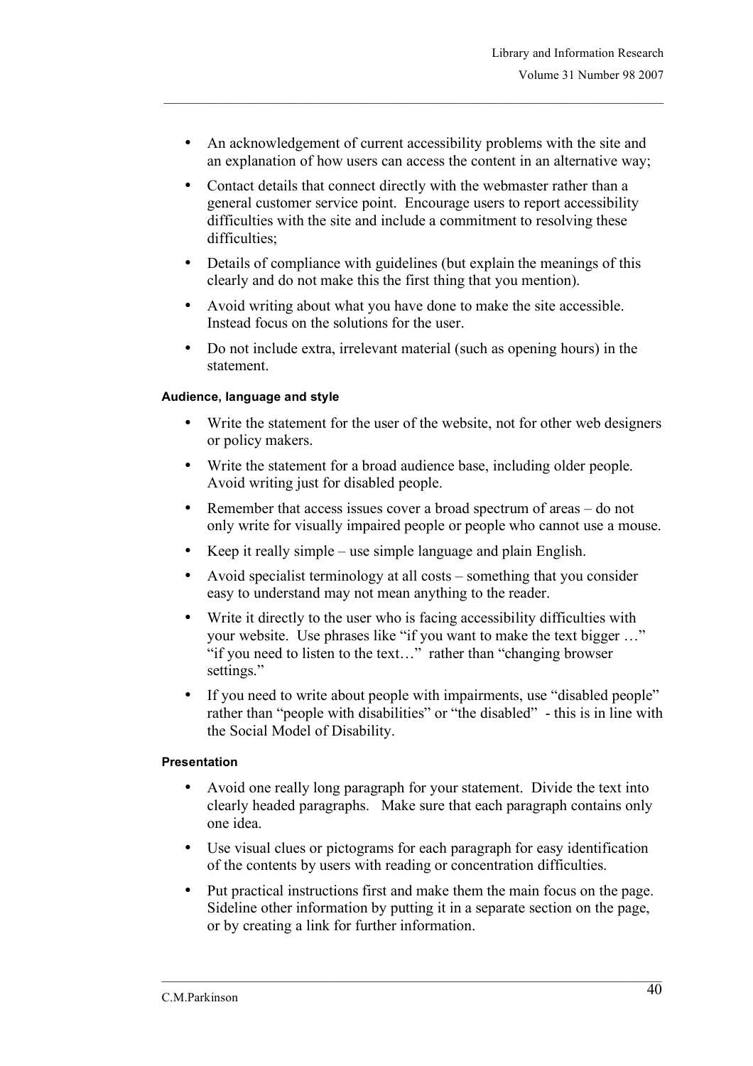- An acknowledgement of current accessibility problems with the site and an explanation of how users can access the content in an alternative way;
- Contact details that connect directly with the webmaster rather than a general customer service point. Encourage users to report accessibility difficulties with the site and include a commitment to resolving these difficulties;
- Details of compliance with guidelines (but explain the meanings of this clearly and do not make this the first thing that you mention).
- Avoid writing about what you have done to make the site accessible. Instead focus on the solutions for the user.
- Do not include extra, irrelevant material (such as opening hours) in the statement.

#### Audience, language and style

- Write the statement for the user of the website, not for other web designers or policy makers.
- Write the statement for a broad audience base, including older people. Avoid writing just for disabled people.
- Remember that access issues cover a broad spectrum of areas – do not only write for visually impaired people or people who cannot use a mouse.
- Keep it really simple – use simple language and plain English.
- Avoid specialist terminology at all costs – something that you consider easy to understand may not mean anything to the reader.
- Write it directly to the user who is facing accessibility difficulties with your website. Use phrases like "if you want to make the text bigger …" "if you need to listen to the text…" rather than "changing browser settings."
- If you need to write about people with impairments, use "disabled people" rather than "people with disabilities" or "the disabled" - this is in line with the Social Model of Disability.

#### Presentation

- Avoid one really long paragraph for your statement. Divide the text into clearly headed paragraphs. Make sure that each paragraph contains only one idea.
- Use visual clues or pictograms for each paragraph for easy identification of the contents by users with reading or concentration difficulties.
- Put practical instructions first and make them the main focus on the page. Sideline other information by putting it in a separate section on the page, or by creating a link for further information.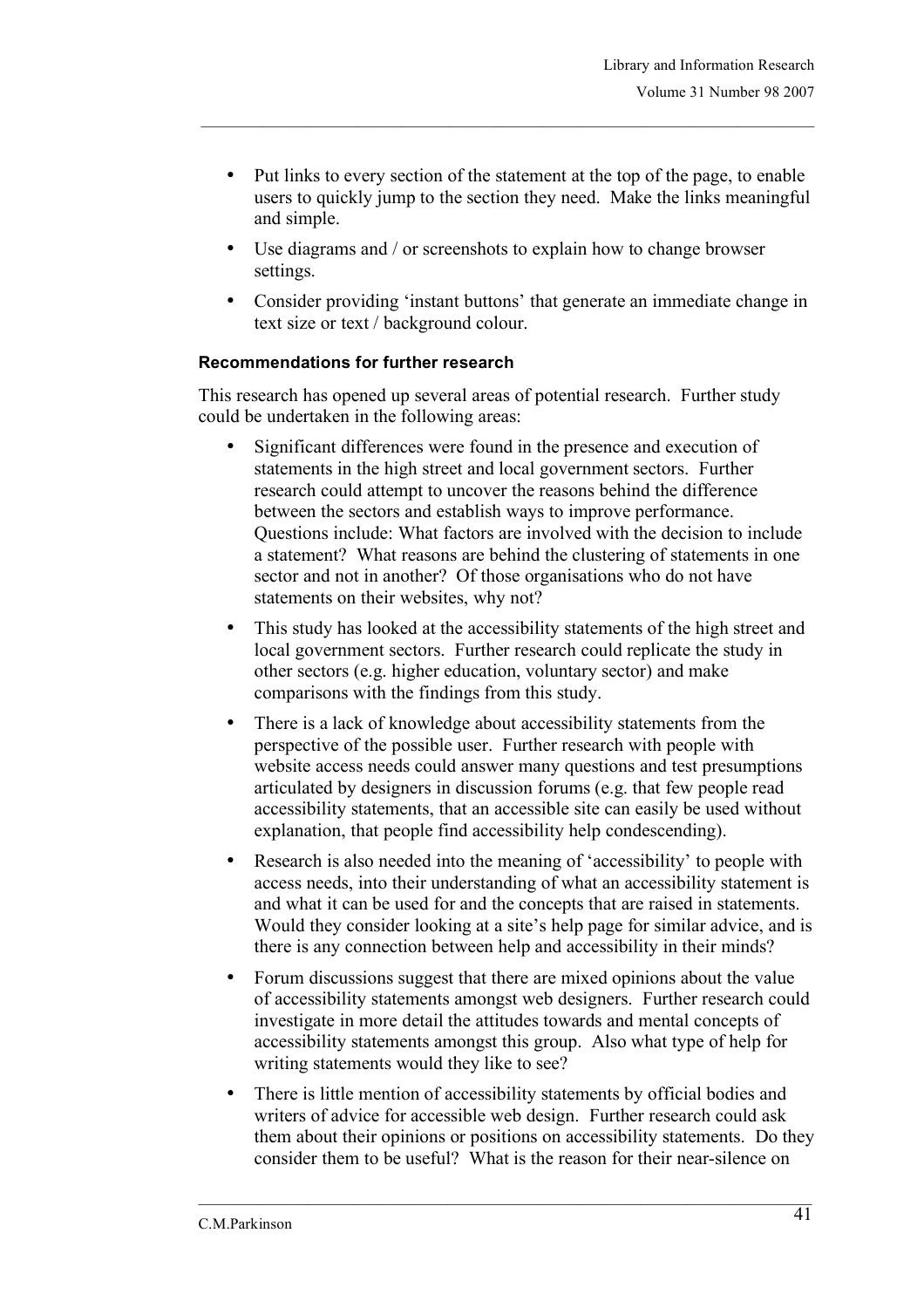- Put links to every section of the statement at the top of the page, to enable users to quickly jump to the section they need. Make the links meaningful and simple.
- Use diagrams and / or screenshots to explain how to change browser settings.
- Consider providing 'instant buttons' that generate an immediate change in text size or text / background colour.

#### Recommendations for further research

This research has opened up several areas of potential research. Further study could be undertaken in the following areas:

- Significant differences were found in the presence and execution of statements in the high street and local government sectors. Further research could attempt to uncover the reasons behind the difference between the sectors and establish ways to improve performance. Questions include: What factors are involved with the decision to include a statement? What reasons are behind the clustering of statements in one sector and not in another? Of those organisations who do not have statements on their websites, why not?
- This study has looked at the accessibility statements of the high street and local government sectors. Further research could replicate the study in other sectors (e.g. higher education, voluntary sector) and make comparisons with the findings from this study.
- There is a lack of knowledge about accessibility statements from the perspective of the possible user. Further research with people with website access needs could answer many questions and test presumptions articulated by designers in discussion forums (e.g. that few people read accessibility statements, that an accessible site can easily be used without explanation, that people find accessibility help condescending).
- Research is also needed into the meaning of 'accessibility' to people with access needs, into their understanding of what an accessibility statement is and what it can be used for and the concepts that are raised in statements. Would they consider looking at a site's help page for similar advice, and is there is any connection between help and accessibility in their minds?
- Forum discussions suggest that there are mixed opinions about the value of accessibility statements amongst web designers. Further research could investigate in more detail the attitudes towards and mental concepts of accessibility statements amongst this group. Also what type of help for writing statements would they like to see?
- There is little mention of accessibility statements by official bodies and writers of advice for accessible web design. Further research could ask them about their opinions or positions on accessibility statements. Do they consider them to be useful? What is the reason for their near-silence on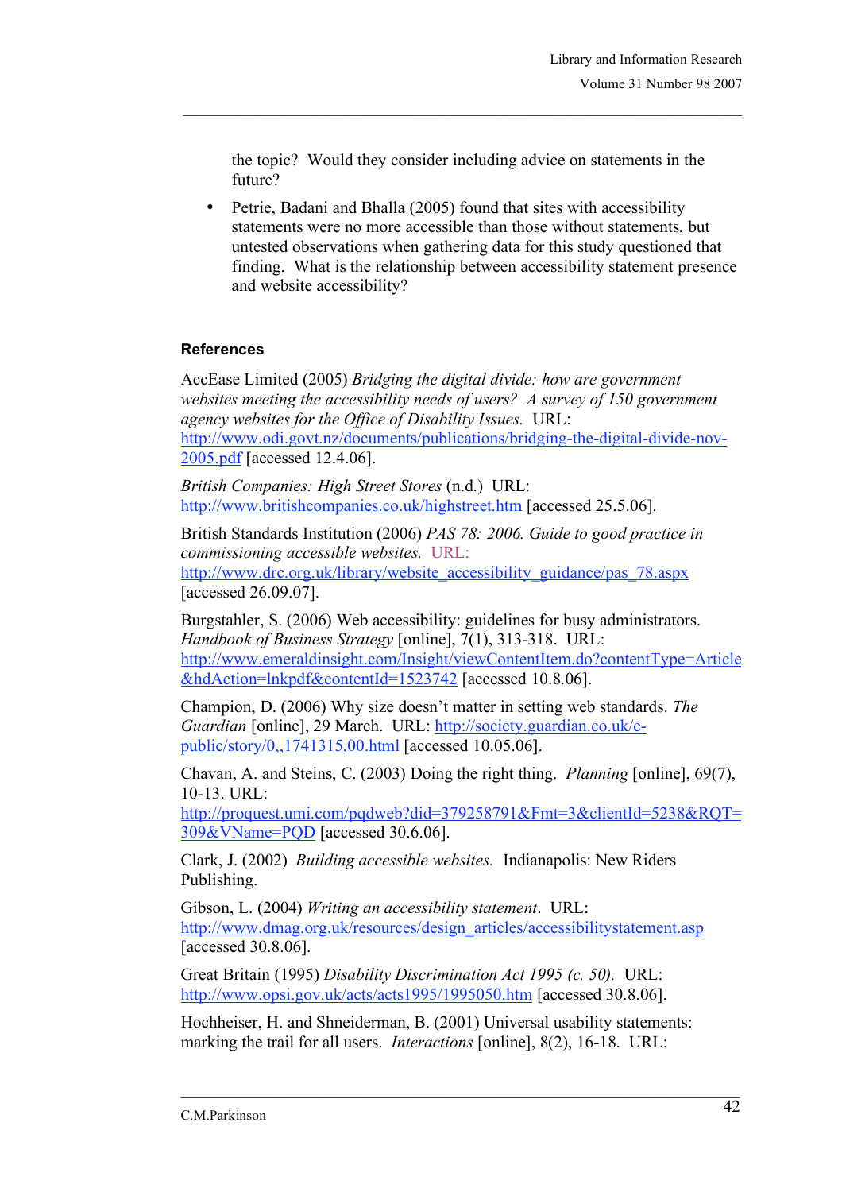the topic? Would they consider including advice on statements in the future?

- Petrie, Badani and Bhalla (2005) found that sites with accessibility statements were no more accessible than those without statements, but untested observations when gathering data for this study questioned that finding. What is the relationship between accessibility statement presence and website accessibility?

### References

AccEase Limited (2005) *Bridging the digital divide: how are government websites meeting the accessibility needs of users? A survey of 150 government agency websites for the Office of Disability Issues.* URL: http://www.odi.govt.nz/documents/publications/bridging-the-digital-divide-nov-2005.pdf [accessed 12.4.06].

*British Companies: High Street Stores* (n.d.) URL: http://www.britishcompanies.co.uk/highstreet.htm [accessed 25.5.06].

British Standards Institution (2006) *PAS 78: 2006. Guide to good practice in commissioning accessible websites.* URL: http://www.drc.org.uk/library/website_accessibility_guidance/pas_78.aspx [accessed 26.09.07].

Burgstahler, S. (2006) Web accessibility: guidelines for busy administrators. *Handbook of Business Strategy* [online], 7(1), 313-318. URL: http://www.emeraldinsight.com/Insight/viewContentItem.do?contentType=Article&hdAction=lnkpdf&contentId=1523742 [accessed 10.8.06].

Champion, D. (2006) Why size doesn't matter in setting web standards. *The Guardian* [online], 29 March. URL: http://society.guardian.co.uk/e-public/story/0,,1741315,00.html [accessed 10.05.06].

Chavan, A. and Steins, C. (2003) Doing the right thing. *Planning* [online], 69(7), 10-13. URL: http://proquest.umi.com/pqdweb?did=379258791&Fmt=3&clientId=5238&RQT=309&VName=PQD [accessed 30.6.06].

Clark, J. (2002) *Building accessible websites.* Indianapolis: New Riders Publishing.

Gibson, L. (2004) *Writing an accessibility statement*. URL: http://www.dmag.org.uk/resources/design_articles/accessibilitystatement.asp [accessed 30.8.06].

Great Britain (1995) *Disability Discrimination Act 1995 (c. 50).* URL: http://www.opsi.gov.uk/acts/acts1995/1995050.htm [accessed 30.8.06].

Hochheiser, H. and Shneiderman, B. (2001) Universal usability statements: marking the trail for all users. *Interactions* [online], 8(2), 16-18. URL: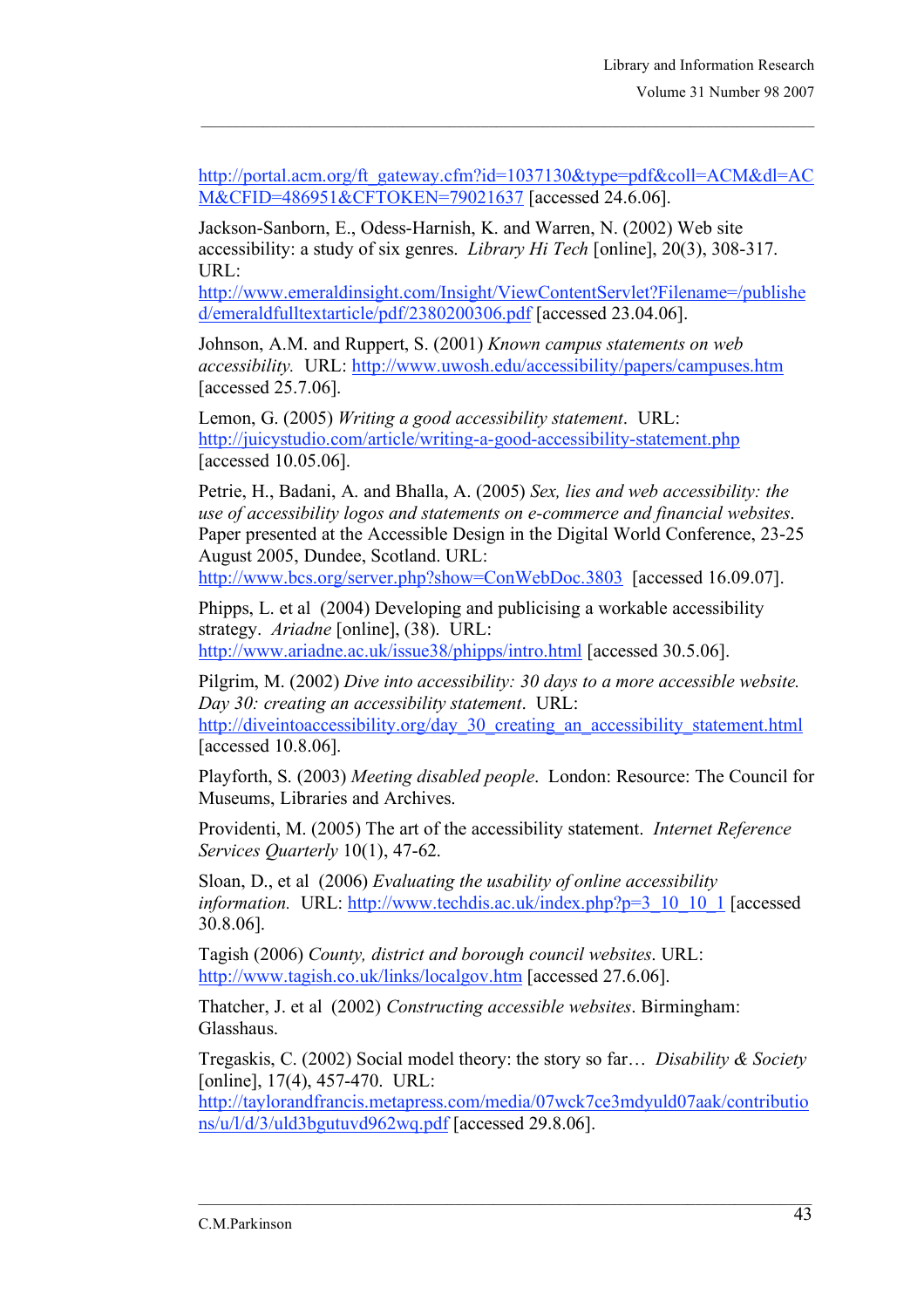http://portal.acm.org/ft_gateway.cfm?id=1037130&type=pdf&coll=ACM&dl=ACM&CFID=486951&CFTOKEN=79021637 [accessed 24.6.06].

Jackson-Sanborn, E., Odess-Harnish, K. and Warren, N. (2002) Web site accessibility: a study of six genres. *Library Hi Tech* [online], 20(3), 308-317. URL: http://www.emeraldinsight.com/Insight/ViewContentServlet?Filename=/published/emeraldfulltextarticle/pdf/2380200306.pdf [accessed 23.04.06].

Johnson, A.M. and Ruppert, S. (2001) *Known campus statements on web accessibility.* URL: http://www.uwosh.edu/accessibility/papers/campuses.htm [accessed 25.7.06].

Lemon, G. (2005) *Writing a good accessibility statement*. URL: http://juicystudio.com/article/writing-a-good-accessibility-statement.php [accessed 10.05.06].

Petrie, H., Badani, A. and Bhalla, A. (2005) *Sex, lies and web accessibility: the use of accessibility logos and statements on e-commerce and financial websites*. Paper presented at the Accessible Design in the Digital World Conference, 23-25 August 2005, Dundee, Scotland. URL: http://www.bcs.org/server.php?show=ConWebDoc.3803 [accessed 16.09.07].

Phipps, L. et al (2004) Developing and publicising a workable accessibility strategy. *Ariadne* [online], (38). URL: http://www.ariadne.ac.uk/issue38/phipps/intro.html [accessed 30.5.06].

Pilgrim, M. (2002) *Dive into accessibility: 30 days to a more accessible website. Day 30: creating an accessibility statement*. URL: http://diveintoaccessibility.org/day_30_creating_an_accessibility_statement.html [accessed 10.8.06].

Playforth, S. (2003) *Meeting disabled people*. London: Resource: The Council for Museums, Libraries and Archives.

Providenti, M. (2005) The art of the accessibility statement. *Internet Reference Services Quarterly* 10(1), 47-62.

Sloan, D., et al (2006) *Evaluating the usability of online accessibility information.* URL: http://www.techdis.ac.uk/index.php?p=3_10_10_1 [accessed 30.8.06].

Tagish (2006) *County, district and borough council websites*. URL: http://www.tagish.co.uk/links/localgov.htm [accessed 27.6.06].

Thatcher, J. et al (2002) *Constructing accessible websites*. Birmingham: Glasshaus.

Tregaskis, C. (2002) Social model theory: the story so far… *Disability & Society* [online], 17(4), 457-470. URL: http://taylorandfrancis.metapress.com/media/07wck7ce3mdyuld07aak/contributions/u/l/d/3/uld3bgutuvd962wq.pdf [accessed 29.8.06].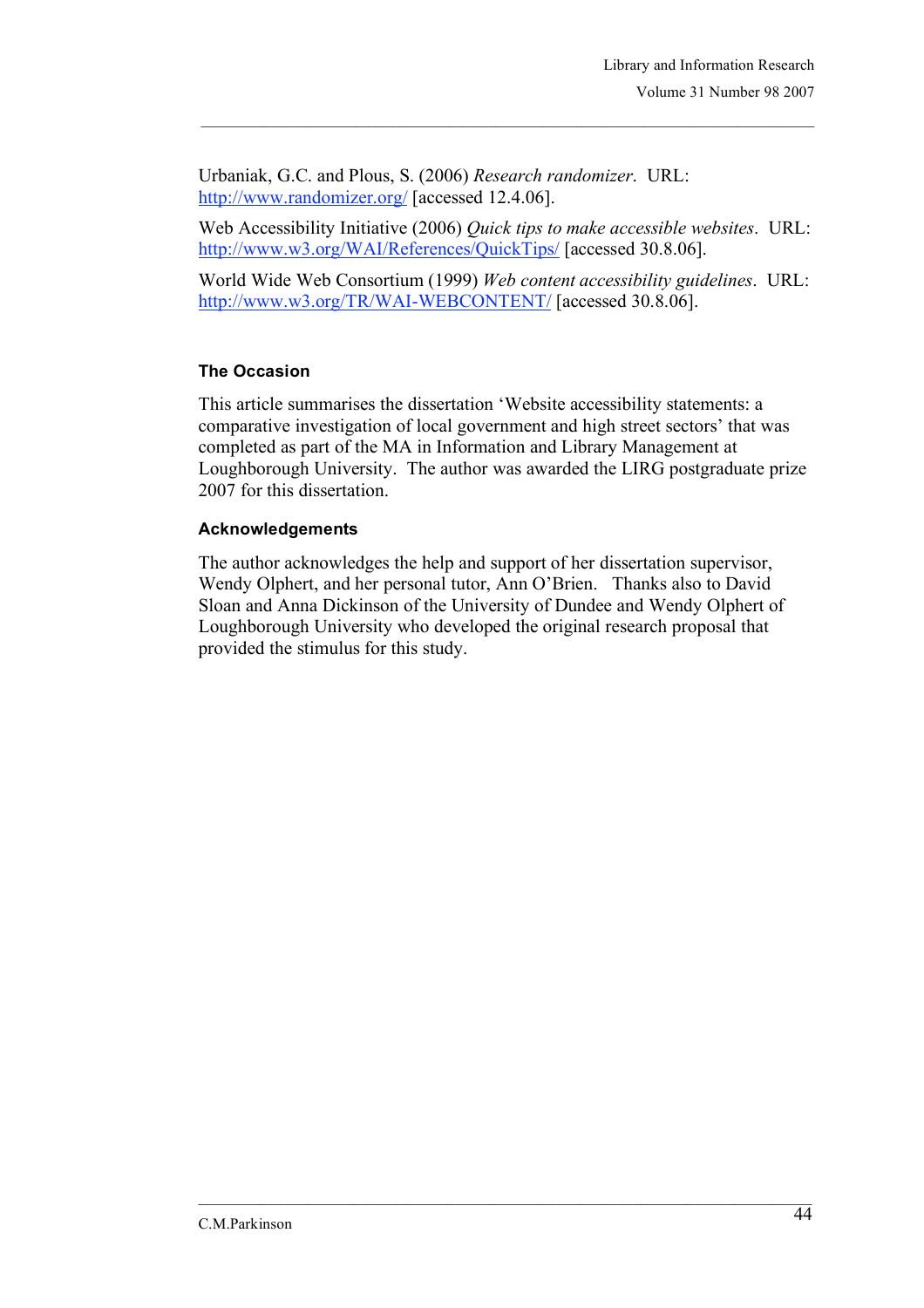Urbaniak, G.C. and Plous, S. (2006) *Research randomizer*. URL: http://www.randomizer.org/ [accessed 12.4.06].

Web Accessibility Initiative (2006) *Quick tips to make accessible websites*. URL: http://www.w3.org/WAI/References/QuickTips/ [accessed 30.8.06].

World Wide Web Consortium (1999) *Web content accessibility guidelines*. URL: http://www.w3.org/TR/WAI-WEBCONTENT/ [accessed 30.8.06].

#### The Occasion

This article summarises the dissertation 'Website accessibility statements: a comparative investigation of local government and high street sectors' that was completed as part of the MA in Information and Library Management at Loughborough University. The author was awarded the LIRG postgraduate prize 2007 for this dissertation.

#### Acknowledgements

The author acknowledges the help and support of her dissertation supervisor, Wendy Olphert, and her personal tutor, Ann O'Brien. Thanks also to David Sloan and Anna Dickinson of the University of Dundee and Wendy Olphert of Loughborough University who developed the original research proposal that provided the stimulus for this study.